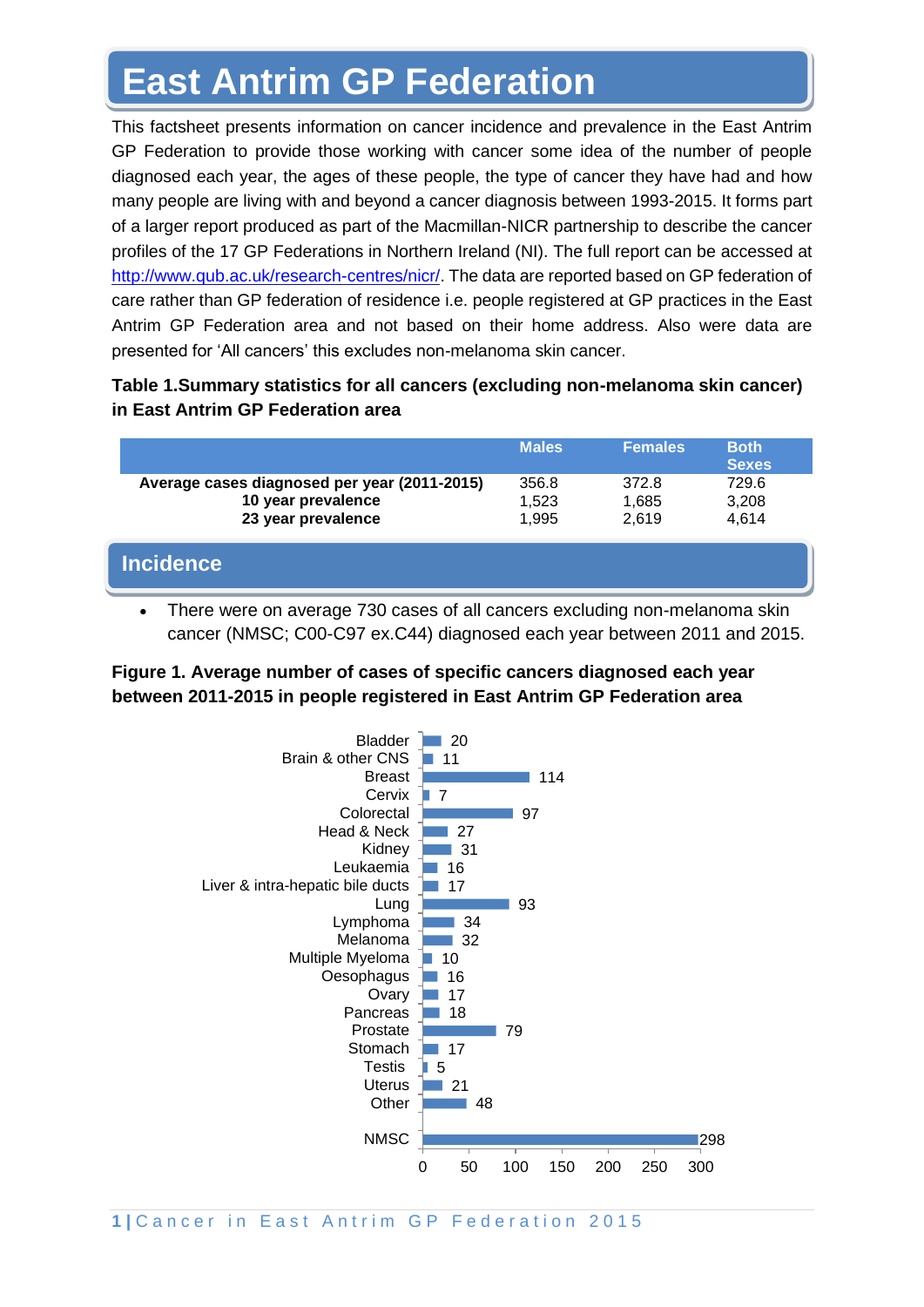# East Antrim GP Federation

This factsheet presents information on cancer incidence and prevalence in the East Antrim GP Federation to provide those working with cancer some idea of the number of people diagnosed each year, the ages of these people, the type of cancer they have had and how many people are living with and beyond a cancer diagnosis between 1993-2015. It forms part of a larger report produced as part of the Macmillan-NICR partnership to describe the cancer profiles of the 17 GP Federations in Northern Ireland (NI). The full report can be accessed at http://www.qub.ac.uk/research-centres/nicr/. The data are reported based on GP federation of care rather than GP federation of residence i.e. people registered at GP practices in the East Antrim GP Federation area and not based on their home address. Also were data are presented for 'All cancers' this excludes non-melanoma skin cancer.

**Table 1.Summary statistics for all cancers (excluding non-melanoma skin cancer) in East Antrim GP Federation area**

| | Males | Females | Both Sexes |
|---|---|---|---|
| **Average cases diagnosed per year (2011-2015)** | 356.8 | 372.8 | 729.6 |
| **10 year prevalence** | 1,523 | 1,685 | 3,208 |
| **23 year prevalence** | 1,995 | 2,619 | 4,614 |

## Incidence

- There were on average 730 cases of all cancers excluding non-melanoma skin cancer (NMSC; C00-C97 ex.C44) diagnosed each year between 2011 and 2015.

**Figure 1. Average number of cases of specific cancers diagnosed each year between 2011-2015 in people registered in East Antrim GP Federation area**

| Cancer | Average cases per year |
|---|---|
| Bladder | 20 |
| Brain & other CNS | 11 |
| Breast | 114 |
| Cervix | 7 |
| Colorectal | 97 |
| Head & Neck | 27 |
| Kidney | 31 |
| Leukaemia | 16 |
| Liver & intra-hepatic bile ducts | 17 |
| Lung | 93 |
| Lymphoma | 34 |
| Melanoma | 32 |
| Multiple Myeloma | 10 |
| Oesophagus | 16 |
| Ovary | 17 |
| Pancreas | 18 |
| Prostate | 79 |
| Stomach | 17 |
| Testis | 5 |
| Uterus | 21 |
| Other | 48 |
| NMSC | 298 |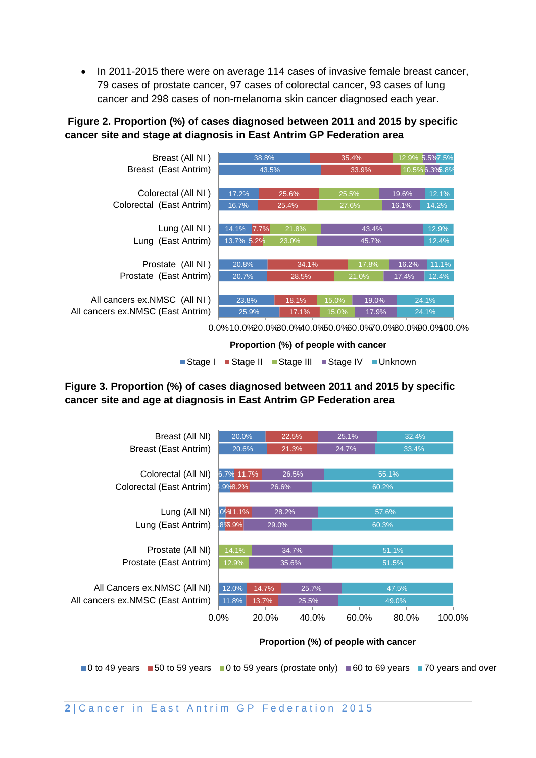- In 2011-2015 there were on average 114 cases of invasive female breast cancer, 79 cases of prostate cancer, 97 cases of colorectal cancer, 93 cases of lung cancer and 298 cases of non-melanoma skin cancer diagnosed each year.

**Figure 2. Proportion (%) of cases diagnosed between 2011 and 2015 by specific cancer site and stage at diagnosis in East Antrim GP Federation area**

| | Stage I | Stage II | Stage III | Stage IV | Unknown |
|---|---|---|---|---|---|
| Breast (All NI ) | 38.8% | 35.4% | 12.9% | 5.5% | 7.5% |
| Breast (East Antrim) | 43.5% | 33.9% | 10.5% | 6.3% | 5.8% |
| Colorectal (All NI ) | 17.2% | 25.6% | 25.5% | 19.6% | 12.1% |
| Colorectal (East Antrim) | 16.7% | 25.4% | 27.6% | 16.1% | 14.2% |
| Lung (All NI ) | 14.1% | 7.7% | 21.8% | 43.4% | 12.9% |
| Lung (East Antrim) | 13.7% | 5.2% | 23.0% | 45.7% | 12.4% |
| Prostate (All NI ) | 20.8% | 34.1% | 17.8% | 16.2% | 11.1% |
| Prostate (East Antrim) | 20.7% | 28.5% | 21.0% | 17.4% | 12.4% |
| All cancers ex.NMSC (All NI ) | 23.8% | 18.1% | 15.0% | 19.0% | 24.1% |
| All cancers ex.NMSC (East Antrim) | 25.9% | 17.1% | 15.0% | 17.9% | 24.1% |

Proportion (%) of people with cancer

**Figure 3. Proportion (%) of cases diagnosed between 2011 and 2015 by specific cancer site and age at diagnosis in East Antrim GP Federation area**

| | 0 to 49 years | 50 to 59 years | 0 to 59 years (prostate only) | 60 to 69 years | 70 years and over |
|---|---|---|---|---|---|
| Breast (All NI) | 20.0% | 22.5% | | 25.1% | 32.4% |
| Breast (East Antrim) | 20.6% | 21.3% | | 24.7% | 33.4% |
| Colorectal (All NI) | 6.7% | 11.7% | | 26.5% | 55.1% |
| Colorectal (East Antrim) | 4.9% | 8.2% | | 26.6% | 60.2% |
| Lung (All NI) | 3.0% | 11.1% | | 28.2% | 57.6% |
| Lung (East Antrim) | 2.8% | 7.9% | | 29.0% | 60.3% |
| Prostate (All NI) | | | 14.1% | 34.7% | 51.1% |
| Prostate (East Antrim) | | | 12.9% | 35.6% | 51.5% |
| All Cancers ex.NMSC (All NI) | 12.0% | 14.7% | | 25.7% | 47.5% |
| All cancers ex.NMSC (East Antrim) | 11.8% | 13.7% | | 25.5% | 49.0% |

Proportion (%) of people with cancer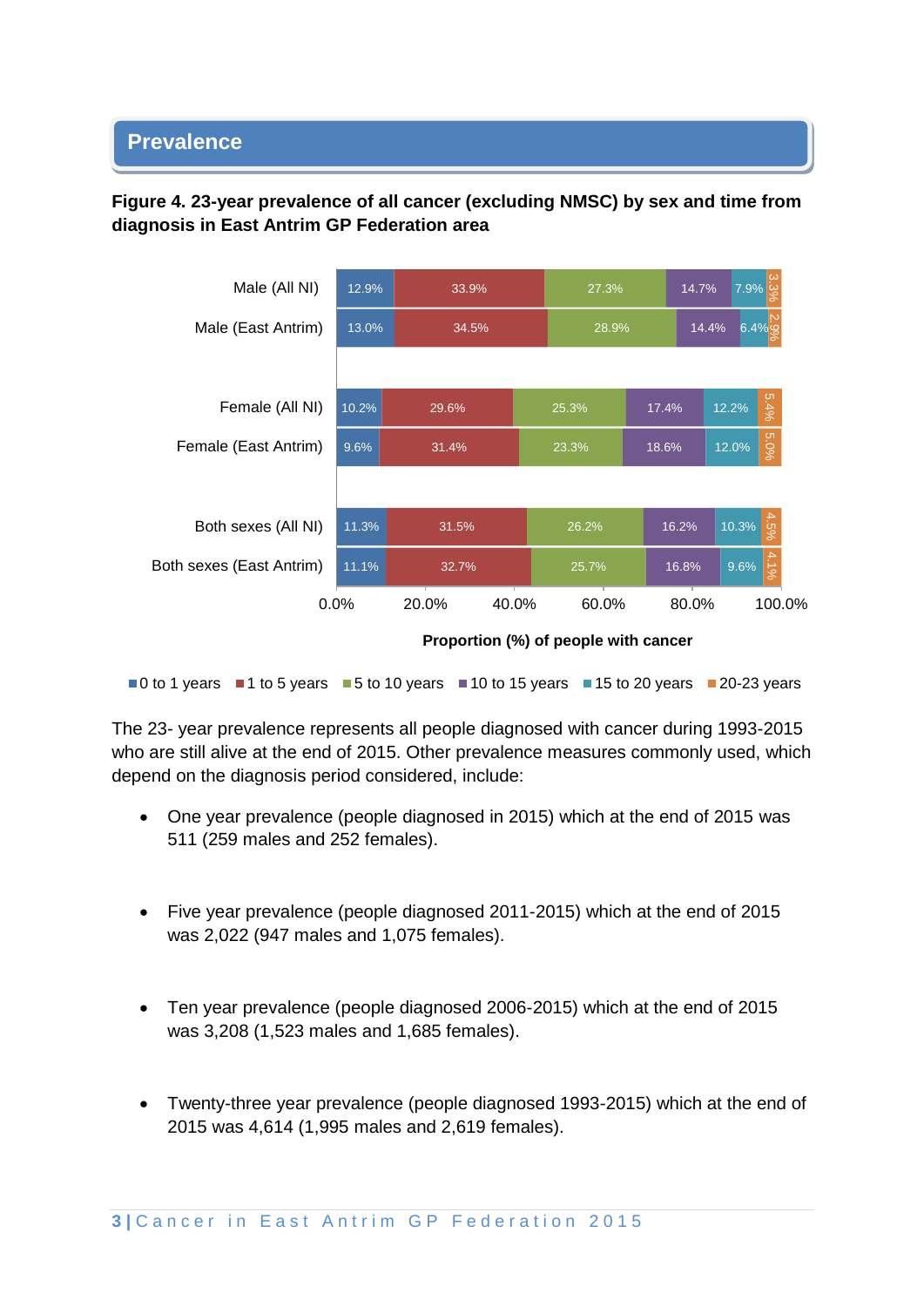## Prevalence

**Figure 4. 23-year prevalence of all cancer (excluding NMSC) by sex and time from diagnosis in East Antrim GP Federation area**

| | 0 to 1 years | 1 to 5 years | 5 to 10 years | 10 to 15 years | 15 to 20 years | 20-23 years |
|---|---|---|---|---|---|---|
| Male (All NI) | 12.9% | 33.9% | 27.3% | 14.7% | 7.9% | 3.3% |
| Male (East Antrim) | 13.0% | 34.5% | 28.9% | 14.4% | 6.4% | 2.9% |
| Female (All NI) | 10.2% | 29.6% | 25.3% | 17.4% | 12.2% | 5.4% |
| Female (East Antrim) | 9.6% | 31.4% | 23.3% | 18.6% | 12.0% | 5.0% |
| Both sexes (All NI) | 11.3% | 31.5% | 26.2% | 16.2% | 10.3% | 4.5% |
| Both sexes (East Antrim) | 11.1% | 32.7% | 25.7% | 16.8% | 9.6% | 4.1% |

Proportion (%) of people with cancer

The 23- year prevalence represents all people diagnosed with cancer during 1993-2015 who are still alive at the end of 2015. Other prevalence measures commonly used, which depend on the diagnosis period considered, include:

- One year prevalence (people diagnosed in 2015) which at the end of 2015 was 511 (259 males and 252 females).
- Five year prevalence (people diagnosed 2011-2015) which at the end of 2015 was 2,022 (947 males and 1,075 females).
- Ten year prevalence (people diagnosed 2006-2015) which at the end of 2015 was 3,208 (1,523 males and 1,685 females).
- Twenty-three year prevalence (people diagnosed 1993-2015) which at the end of 2015 was 4,614 (1,995 males and 2,619 females).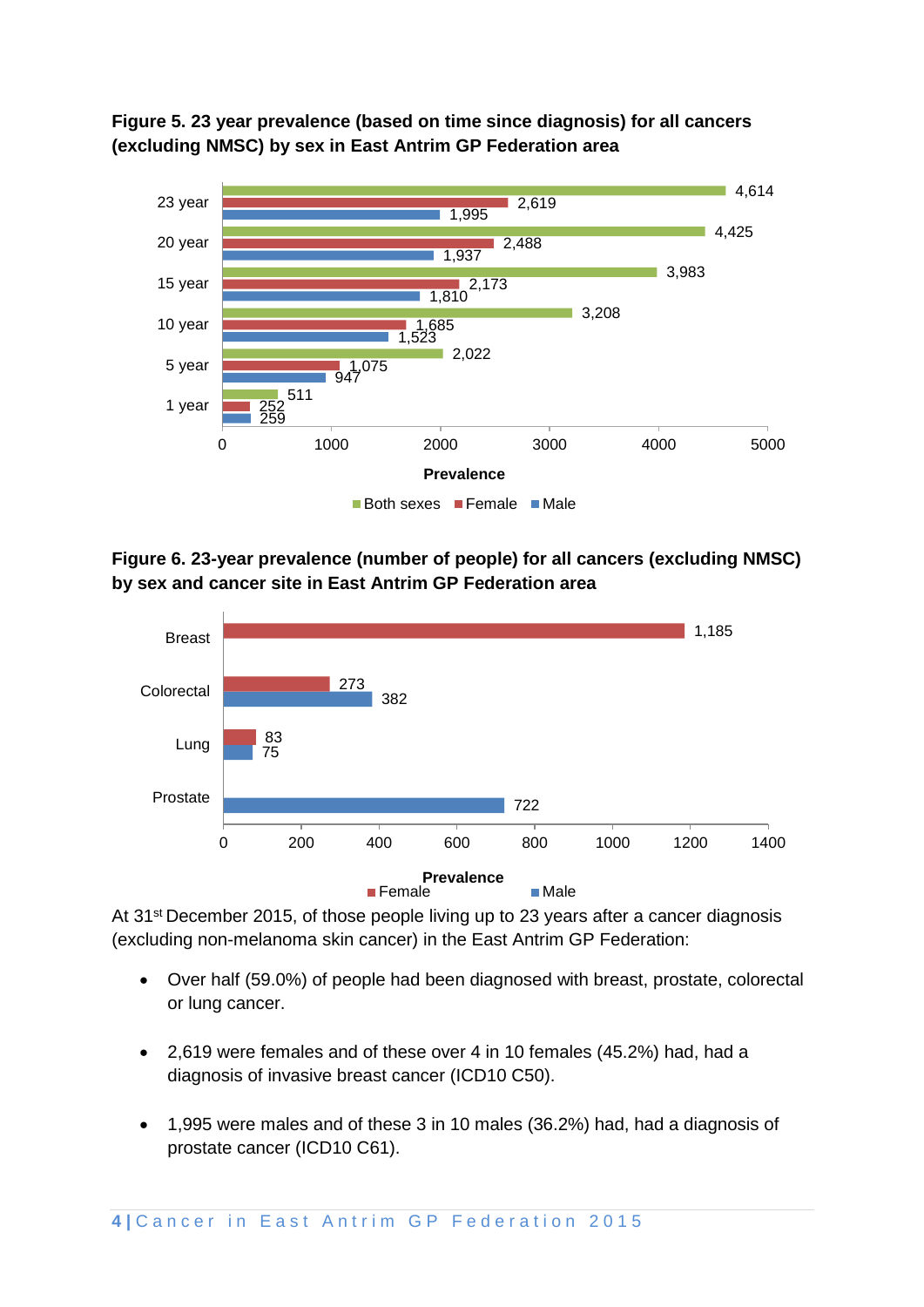**Figure 5. 23 year prevalence (based on time since diagnosis) for all cancers (excluding NMSC) by sex in East Antrim GP Federation area**

| | Both sexes | Female | Male |
|---|---|---|---|
| 23 year | 4,614 | 2,619 | 1,995 |
| 20 year | 4,425 | 2,488 | 1,937 |
| 15 year | 3,983 | 2,173 | 1,810 |
| 10 year | 3,208 | 1,685 | 1,523 |
| 5 year | 2,022 | 1,075 | 947 |
| 1 year | 511 | 252 | 259 |

**Figure 6. 23-year prevalence (number of people) for all cancers (excluding NMSC) by sex and cancer site in East Antrim GP Federation area**

| | Female | Male |
|---|---|---|
| Breast | 1,185 | |
| Colorectal | 273 | 382 |
| Lung | 83 | 75 |
| Prostate | | 722 |

At 31st December 2015, of those people living up to 23 years after a cancer diagnosis (excluding non-melanoma skin cancer) in the East Antrim GP Federation:

- Over half (59.0%) of people had been diagnosed with breast, prostate, colorectal or lung cancer.
- 2,619 were females and of these over 4 in 10 females (45.2%) had, had a diagnosis of invasive breast cancer (ICD10 C50).
- 1,995 were males and of these 3 in 10 males (36.2%) had, had a diagnosis of prostate cancer (ICD10 C61).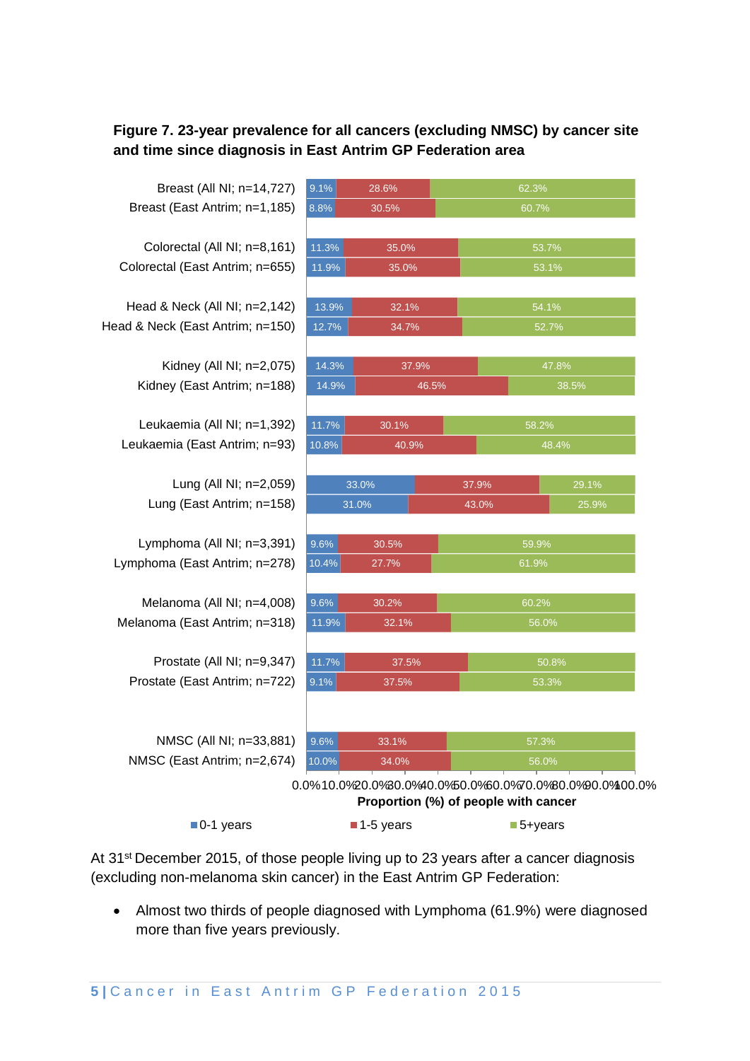**Figure 7. 23-year prevalence for all cancers (excluding NMSC) by cancer site and time since diagnosis in East Antrim GP Federation area**

| Cancer site | 0-1 years | 1-5 years | 5+years |
|---|---|---|---|
| Breast (All NI; n=14,727) | 9.1% | 28.6% | 62.3% |
| Breast (East Antrim; n=1,185) | 8.8% | 30.5% | 60.7% |
| Colorectal (All NI; n=8,161) | 11.3% | 35.0% | 53.7% |
| Colorectal (East Antrim; n=655) | 11.9% | 35.0% | 53.1% |
| Head & Neck (All NI; n=2,142) | 13.9% | 32.1% | 54.1% |
| Head & Neck (East Antrim; n=150) | 12.7% | 34.7% | 52.7% |
| Kidney (All NI; n=2,075) | 14.3% | 37.9% | 47.8% |
| Kidney (East Antrim; n=188) | 14.9% | 46.5% | 38.5% |
| Leukaemia (All NI; n=1,392) | 11.7% | 30.1% | 58.2% |
| Leukaemia (East Antrim; n=93) | 10.8% | 40.9% | 48.4% |
| Lung (All NI; n=2,059) | 33.0% | 37.9% | 29.1% |
| Lung (East Antrim; n=158) | 31.0% | 43.0% | 25.9% |
| Lymphoma (All NI; n=3,391) | 9.6% | 30.5% | 59.9% |
| Lymphoma (East Antrim; n=278) | 10.4% | 27.7% | 61.9% |
| Melanoma (All NI; n=4,008) | 9.6% | 30.2% | 60.2% |
| Melanoma (East Antrim; n=318) | 11.9% | 32.1% | 56.0% |
| Prostate (All NI; n=9,347) | 11.7% | 37.5% | 50.8% |
| Prostate (East Antrim; n=722) | 9.1% | 37.5% | 53.3% |
| NMSC (All NI; n=33,881) | 9.6% | 33.1% | 57.3% |
| NMSC (East Antrim; n=2,674) | 10.0% | 34.0% | 56.0% |

Proportion (%) of people with cancer

At 31st December 2015, of those people living up to 23 years after a cancer diagnosis (excluding non-melanoma skin cancer) in the East Antrim GP Federation:

- Almost two thirds of people diagnosed with Lymphoma (61.9%) were diagnosed more than five years previously.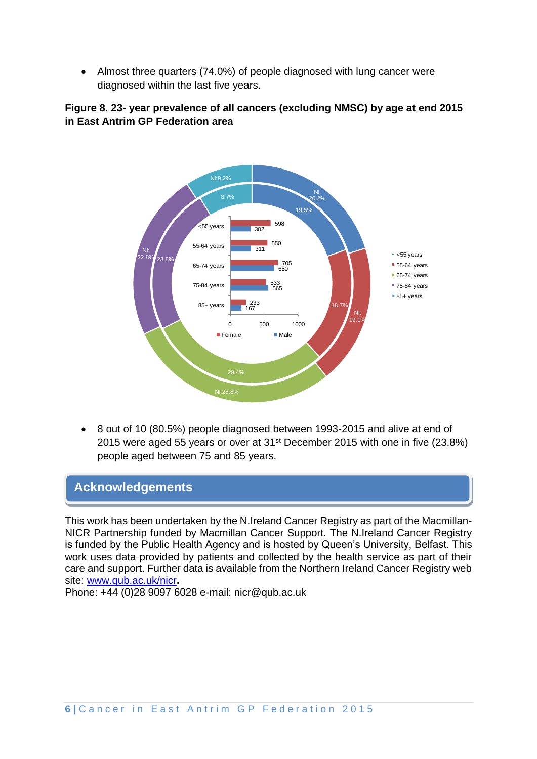- Almost three quarters (74.0%) of people diagnosed with lung cancer were diagnosed within the last five years.

**Figure 8. 23- year prevalence of all cancers (excluding NMSC) by age at end 2015 in East Antrim GP Federation area**

| Age group | Female | Male | East Antrim % | NI % |
|---|---|---|---|---|
| <55 years | 598 | 302 | 19.5% | 20.2% |
| 55-64 years | 550 | 311 | 18.7% | 19.1% |
| 65-74 years | 705 | 650 | 29.4% | 28.8% |
| 75-84 years | 533 | 565 | 23.8% | 22.8% |
| 85+ years | 233 | 167 | 8.7% | 9.2% |

- 8 out of 10 (80.5%) people diagnosed between 1993-2015 and alive at end of 2015 were aged 55 years or over at 31st December 2015 with one in five (23.8%) people aged between 75 and 85 years.

## Acknowledgements

This work has been undertaken by the N.Ireland Cancer Registry as part of the Macmillan-NICR Partnership funded by Macmillan Cancer Support. The N.Ireland Cancer Registry is funded by the Public Health Agency and is hosted by Queen's University, Belfast. This work uses data provided by patients and collected by the health service as part of their care and support. Further data is available from the Northern Ireland Cancer Registry web site: www.qub.ac.uk/nicr.
Phone: +44 (0)28 9097 6028 e-mail: nicr@qub.ac.uk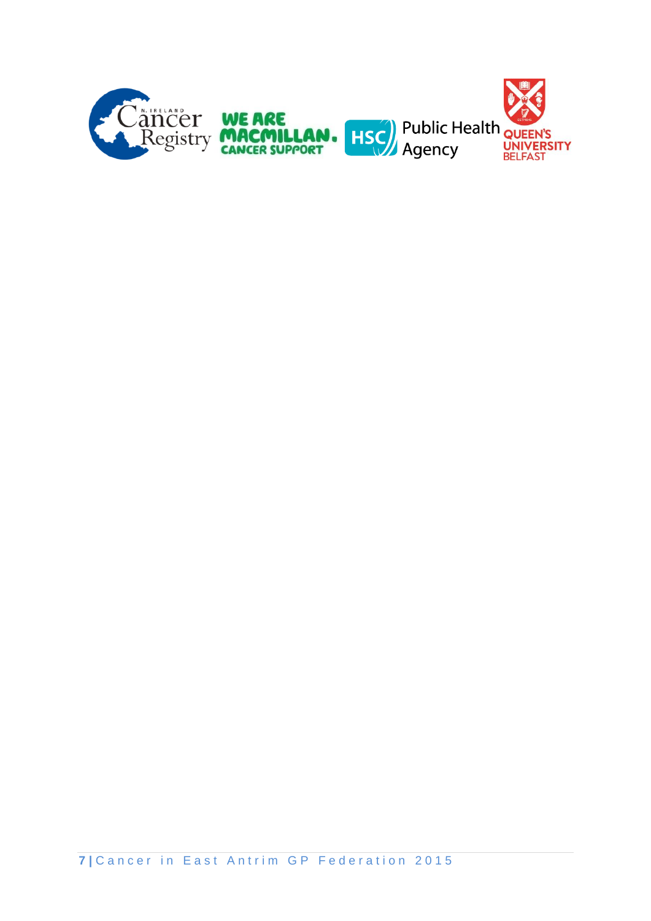N. IRELAND Cancer Registry

WE ARE MACMILLAN. CANCER SUPPORT

HSC Public Health Agency

QUEEN'S UNIVERSITY BELFAST